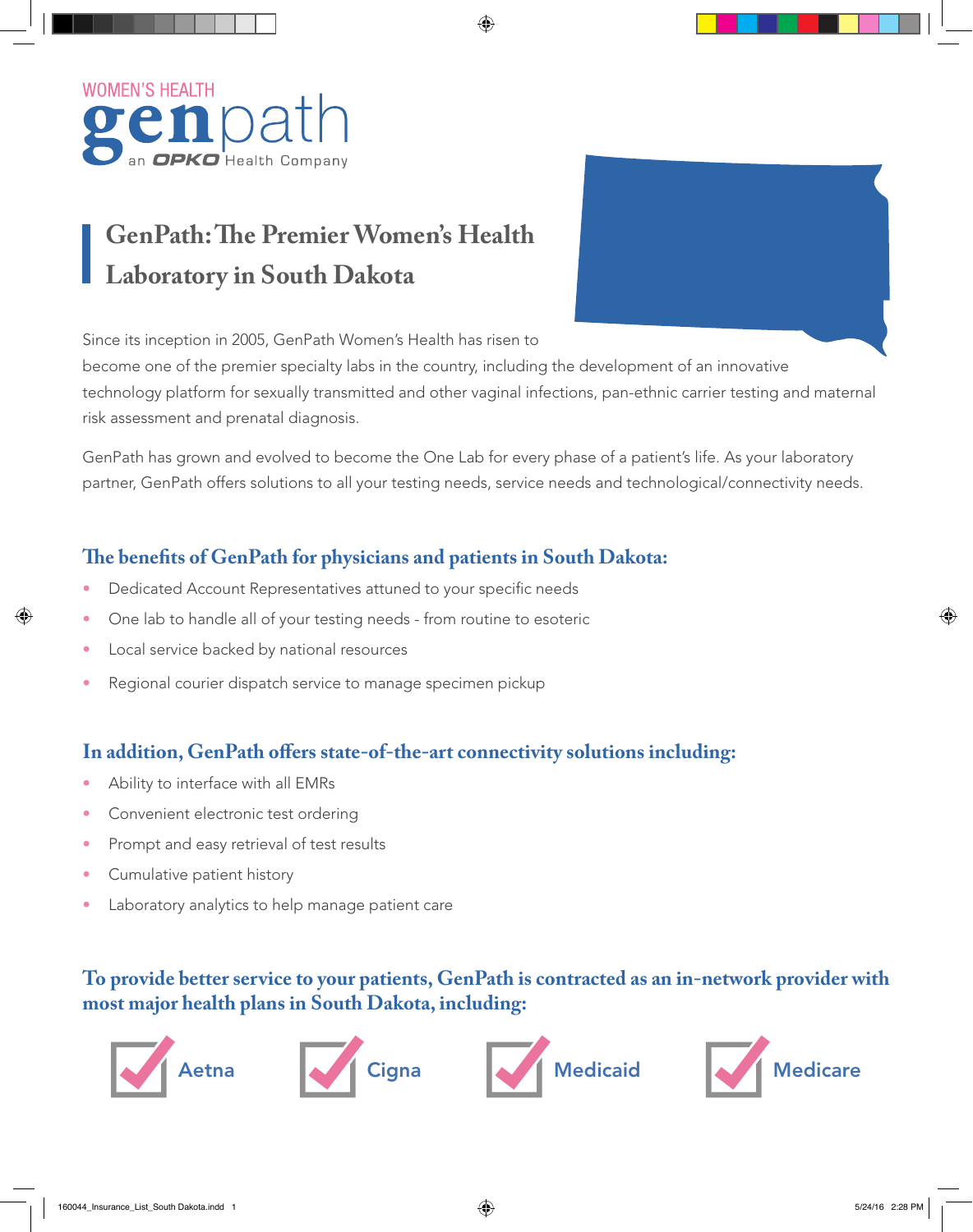WOMEN'S HEALTH

genpath
an OPKO Health Company

# GenPath: The Premier Women's Health Laboratory in South Dakota

Since its inception in 2005, GenPath Women's Health has risen to become one of the premier specialty labs in the country, including the development of an innovative technology platform for sexually transmitted and other vaginal infections, pan-ethnic carrier testing and maternal risk assessment and prenatal diagnosis.

GenPath has grown and evolved to become the One Lab for every phase of a patient's life. As your laboratory partner, GenPath offers solutions to all your testing needs, service needs and technological/connectivity needs.

## The benefits of GenPath for physicians and patients in South Dakota:

- Dedicated Account Representatives attuned to your specific needs
- One lab to handle all of your testing needs - from routine to esoteric
- Local service backed by national resources
- Regional courier dispatch service to manage specimen pickup

## In addition, GenPath offers state-of-the-art connectivity solutions including:

- Ability to interface with all EMRs
- Convenient electronic test ordering
- Prompt and easy retrieval of test results
- Cumulative patient history
- Laboratory analytics to help manage patient care

## To provide better service to your patients, GenPath is contracted as an in-network provider with most major health plans in South Dakota, including:

- Aetna
- Cigna
- Medicaid
- Medicare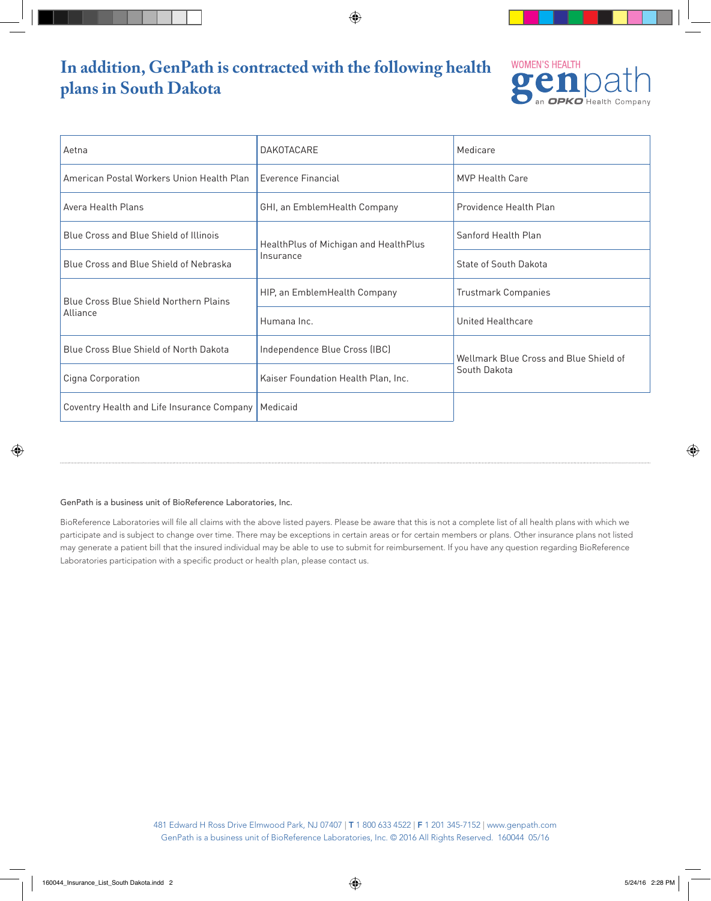# In addition, GenPath is contracted with the following health plans in South Dakota

| | | |
|---|---|---|
| Aetna | DAKOTACARE | Medicare |
| American Postal Workers Union Health Plan | Everence Financial | MVP Health Care |
| Avera Health Plans | GHI, an EmblemHealth Company | Providence Health Plan |
| Blue Cross and Blue Shield of Illinois | HealthPlus of Michigan and HealthPlus Insurance | Sanford Health Plan |
| Blue Cross and Blue Shield of Nebraska | | State of South Dakota |
| Blue Cross Blue Shield Northern Plains Alliance | HIP, an EmblemHealth Company | Trustmark Companies |
| | Humana Inc. | United Healthcare |
| Blue Cross Blue Shield of North Dakota | Independence Blue Cross (IBC) | Wellmark Blue Cross and Blue Shield of South Dakota |
| Cigna Corporation | Kaiser Foundation Health Plan, Inc. | |
| Coventry Health and Life Insurance Company | Medicaid | |

GenPath is a business unit of BioReference Laboratories, Inc.

BioReference Laboratories will file all claims with the above listed payers. Please be aware that this is not a complete list of all health plans with which we participate and is subject to change over time. There may be exceptions in certain areas or for certain members or plans. Other insurance plans not listed may generate a patient bill that the insured individual may be able to use to submit for reimbursement. If you have any question regarding BioReference Laboratories participation with a specific product or health plan, please contact us.

481 Edward H Ross Drive Elmwood Park, NJ 07407 | T 1 800 633 4522 | F 1 201 345-7152 | www.genpath.com
GenPath is a business unit of BioReference Laboratories, Inc. © 2016 All Rights Reserved. 160044 05/16